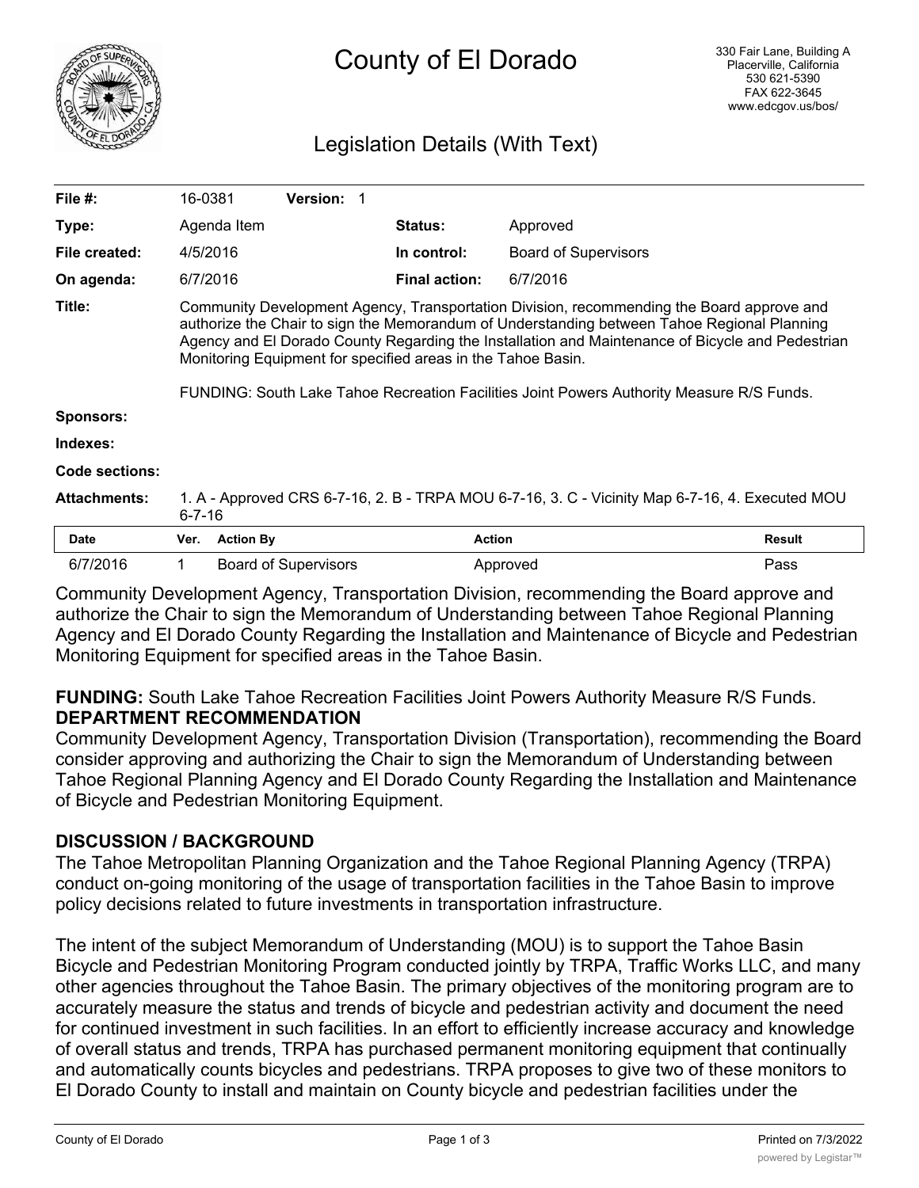# County of El Dorado

330 Fair Lane, Building A
Placerville, California
530 621-5390
FAX 622-3645
www.edcgov.us/bos/

## Legislation Details (With Text)

| | | | |
|---|---|---|---|
| **File #:** | 16-0381 **Version:** 1 | | |
| **Type:** | Agenda Item | **Status:** | Approved |
| **File created:** | 4/5/2016 | **In control:** | Board of Supervisors |
| **On agenda:** | 6/7/2016 | **Final action:** | 6/7/2016 |

**Title:** Community Development Agency, Transportation Division, recommending the Board approve and authorize the Chair to sign the Memorandum of Understanding between Tahoe Regional Planning Agency and El Dorado County Regarding the Installation and Maintenance of Bicycle and Pedestrian Monitoring Equipment for specified areas in the Tahoe Basin.

FUNDING: South Lake Tahoe Recreation Facilities Joint Powers Authority Measure R/S Funds.

**Sponsors:**

**Indexes:**

**Code sections:**

**Attachments:** 1. A - Approved CRS 6-7-16, 2. B - TRPA MOU 6-7-16, 3. C - Vicinity Map 6-7-16, 4. Executed MOU 6-7-16

| Date | Ver. | Action By | Action | Result |
|---|---|---|---|---|
| 6/7/2016 | 1 | Board of Supervisors | Approved | Pass |

Community Development Agency, Transportation Division, recommending the Board approve and authorize the Chair to sign the Memorandum of Understanding between Tahoe Regional Planning Agency and El Dorado County Regarding the Installation and Maintenance of Bicycle and Pedestrian Monitoring Equipment for specified areas in the Tahoe Basin.

**FUNDING:** South Lake Tahoe Recreation Facilities Joint Powers Authority Measure R/S Funds.

**DEPARTMENT RECOMMENDATION**

Community Development Agency, Transportation Division (Transportation), recommending the Board consider approving and authorizing the Chair to sign the Memorandum of Understanding between Tahoe Regional Planning Agency and El Dorado County Regarding the Installation and Maintenance of Bicycle and Pedestrian Monitoring Equipment.

**DISCUSSION / BACKGROUND**

The Tahoe Metropolitan Planning Organization and the Tahoe Regional Planning Agency (TRPA) conduct on-going monitoring of the usage of transportation facilities in the Tahoe Basin to improve policy decisions related to future investments in transportation infrastructure.

The intent of the subject Memorandum of Understanding (MOU) is to support the Tahoe Basin Bicycle and Pedestrian Monitoring Program conducted jointly by TRPA, Traffic Works LLC, and many other agencies throughout the Tahoe Basin. The primary objectives of the monitoring program are to accurately measure the status and trends of bicycle and pedestrian activity and document the need for continued investment in such facilities. In an effort to efficiently increase accuracy and knowledge of overall status and trends, TRPA has purchased permanent monitoring equipment that continually and automatically counts bicycles and pedestrians. TRPA proposes to give two of these monitors to El Dorado County to install and maintain on County bicycle and pedestrian facilities under the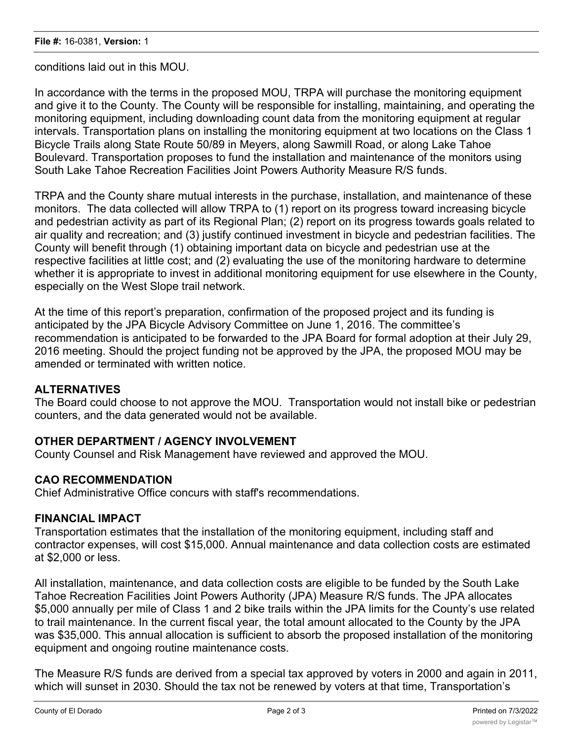conditions laid out in this MOU.

In accordance with the terms in the proposed MOU, TRPA will purchase the monitoring equipment and give it to the County. The County will be responsible for installing, maintaining, and operating the monitoring equipment, including downloading count data from the monitoring equipment at regular intervals. Transportation plans on installing the monitoring equipment at two locations on the Class 1 Bicycle Trails along State Route 50/89 in Meyers, along Sawmill Road, or along Lake Tahoe Boulevard. Transportation proposes to fund the installation and maintenance of the monitors using South Lake Tahoe Recreation Facilities Joint Powers Authority Measure R/S funds.

TRPA and the County share mutual interests in the purchase, installation, and maintenance of these monitors. The data collected will allow TRPA to (1) report on its progress toward increasing bicycle and pedestrian activity as part of its Regional Plan; (2) report on its progress towards goals related to air quality and recreation; and (3) justify continued investment in bicycle and pedestrian facilities. The County will benefit through (1) obtaining important data on bicycle and pedestrian use at the respective facilities at little cost; and (2) evaluating the use of the monitoring hardware to determine whether it is appropriate to invest in additional monitoring equipment for use elsewhere in the County, especially on the West Slope trail network.

At the time of this report's preparation, confirmation of the proposed project and its funding is anticipated by the JPA Bicycle Advisory Committee on June 1, 2016. The committee's recommendation is anticipated to be forwarded to the JPA Board for formal adoption at their July 29, 2016 meeting. Should the project funding not be approved by the JPA, the proposed MOU may be amended or terminated with written notice.

## ALTERNATIVES

The Board could choose to not approve the MOU. Transportation would not install bike or pedestrian counters, and the data generated would not be available.

## OTHER DEPARTMENT / AGENCY INVOLVEMENT

County Counsel and Risk Management have reviewed and approved the MOU.

## CAO RECOMMENDATION

Chief Administrative Office concurs with staff's recommendations.

## FINANCIAL IMPACT

Transportation estimates that the installation of the monitoring equipment, including staff and contractor expenses, will cost $15,000. Annual maintenance and data collection costs are estimated at $2,000 or less.

All installation, maintenance, and data collection costs are eligible to be funded by the South Lake Tahoe Recreation Facilities Joint Powers Authority (JPA) Measure R/S funds. The JPA allocates $5,000 annually per mile of Class 1 and 2 bike trails within the JPA limits for the County's use related to trail maintenance. In the current fiscal year, the total amount allocated to the County by the JPA was $35,000. This annual allocation is sufficient to absorb the proposed installation of the monitoring equipment and ongoing routine maintenance costs.

The Measure R/S funds are derived from a special tax approved by voters in 2000 and again in 2011, which will sunset in 2030. Should the tax not be renewed by voters at that time, Transportation's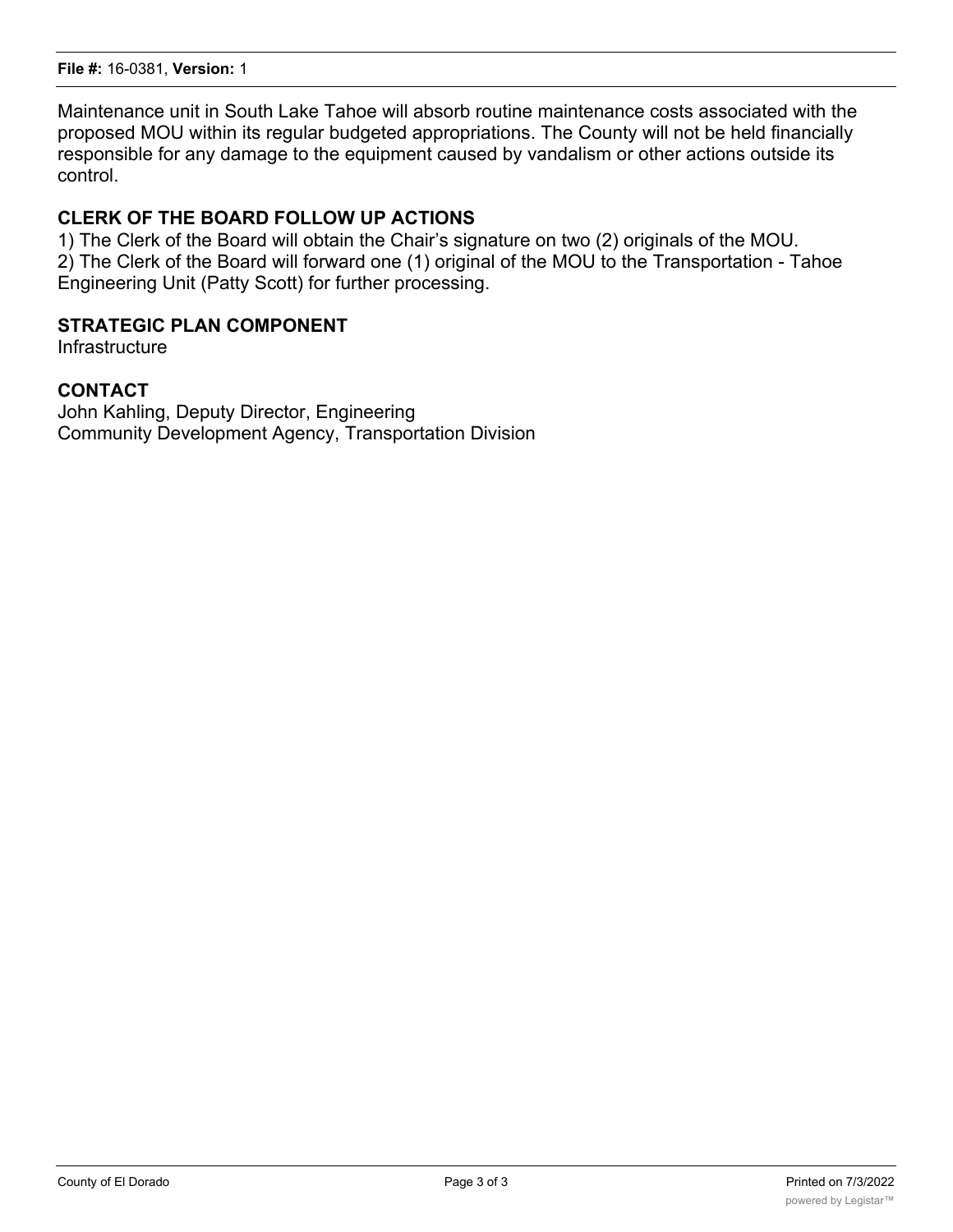Maintenance unit in South Lake Tahoe will absorb routine maintenance costs associated with the proposed MOU within its regular budgeted appropriations. The County will not be held financially responsible for any damage to the equipment caused by vandalism or other actions outside its control.

## CLERK OF THE BOARD FOLLOW UP ACTIONS

1) The Clerk of the Board will obtain the Chair’s signature on two (2) originals of the MOU.
2) The Clerk of the Board will forward one (1) original of the MOU to the Transportation - Tahoe Engineering Unit (Patty Scott) for further processing.

## STRATEGIC PLAN COMPONENT

Infrastructure

## CONTACT

John Kahling, Deputy Director, Engineering
Community Development Agency, Transportation Division